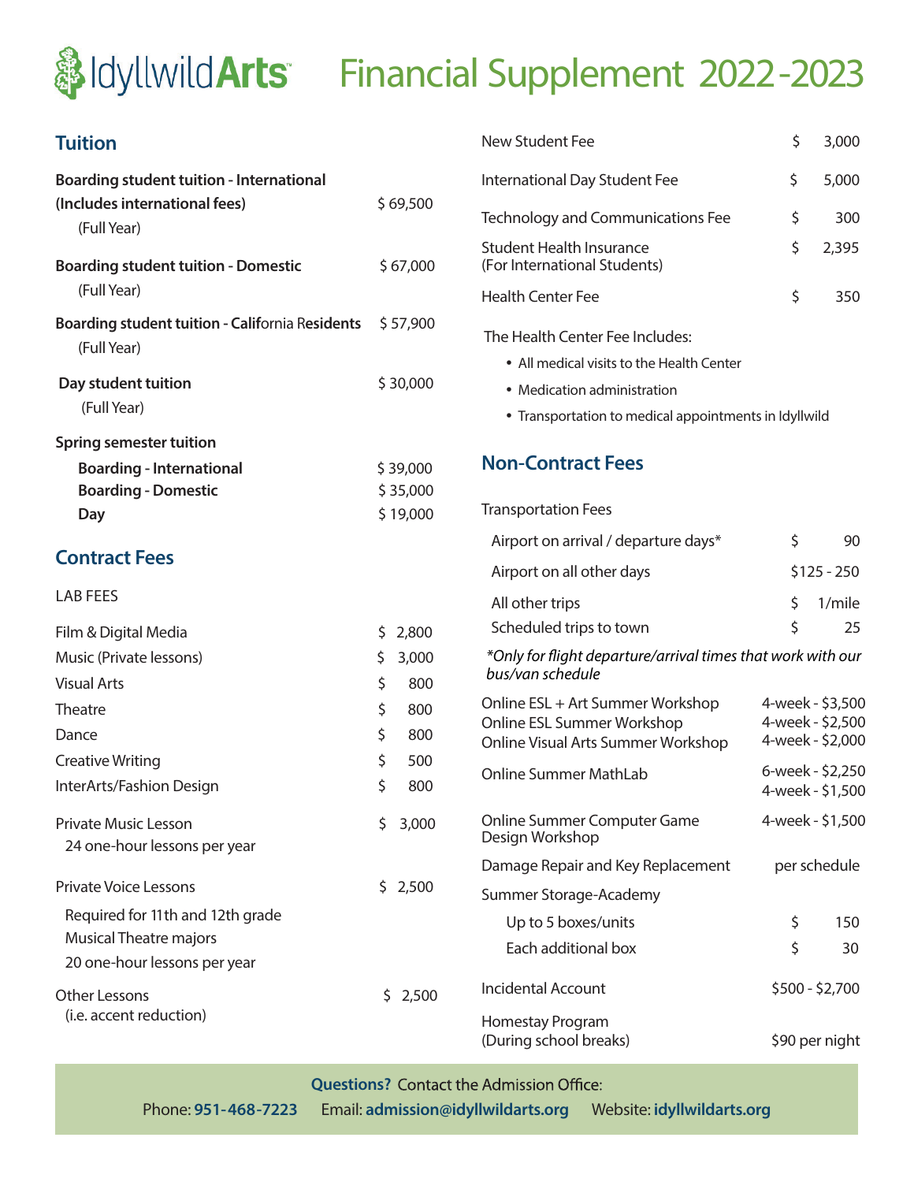# IdyllwildArts™ Financial Supplement 2022-2023

## Tuition

| | |
|---|---|
| **Boarding student tuition - International (Includes international fees)** (Full Year) | $ 69,500 |
| **Boarding student tuition - Domestic** (Full Year) | $ 67,000 |
| **Boarding student tuition - California Residents** (Full Year) | $ 57,900 |
| **Day student tuition** (Full Year) | $ 30,000 |

**Spring semester tuition**

| | |
|---|---|
| **Boarding - International** | $ 39,000 |
| **Boarding - Domestic** | $ 35,000 |
| **Day** | $ 19,000 |

## Contract Fees

LAB FEES

| | |
|---|---|
| Film & Digital Media | $ 2,800 |
| Music (Private lessons) | $ 3,000 |
| Visual Arts | $ 800 |
| Theatre | $ 800 |
| Dance | $ 800 |
| Creative Writing | $ 500 |
| InterArts/Fashion Design | $ 800 |
| Private Music Lesson<br>24 one-hour lessons per year | $ 3,000 |
| Private Voice Lessons<br>Required for 11th and 12th grade Musical Theatre majors<br>20 one-hour lessons per year | $ 2,500 |
| Other Lessons<br>(i.e. accent reduction) | $ 2,500 |
| New Student Fee | $ 3,000 |
| International Day Student Fee | $ 5,000 |
| Technology and Communications Fee | $ 300 |
| Student Health Insurance<br>(For International Students) | $ 2,395 |
| Health Center Fee | $ 350 |

The Health Center Fee Includes:

- All medical visits to the Health Center
- Medication administration
- Transportation to medical appointments in Idyllwild

## Non-Contract Fees

Transportation Fees

| | |
|---|---|
| Airport on arrival / departure days* | $ 90 |
| Airport on all other days | $125 - 250 |
| All other trips | $ 1/mile |
| Scheduled trips to town | $ 25 |

*\*Only for flight departure/arrival times that work with our bus/van schedule*

| | |
|---|---|
| Online ESL + Art Summer Workshop | 4-week - $3,500 |
| Online ESL Summer Workshop | 4-week - $2,500 |
| Online Visual Arts Summer Workshop | 4-week - $2,000 |
| Online Summer MathLab | 6-week - $2,250<br>4-week - $1,500 |
| Online Summer Computer Game Design Workshop | 4-week - $1,500 |
| Damage Repair and Key Replacement | per schedule |
| Summer Storage-Academy | |
| Up to 5 boxes/units | $ 150 |
| Each additional box | $ 30 |
| Incidental Account | $500 - $2,700 |
| Homestay Program<br>(During school breaks) | $90 per night |

**Questions?** Contact the Admission Office:

Phone: **951-468-7223** Email: **admission@idyllwildarts.org** Website: **idyllwildarts.org**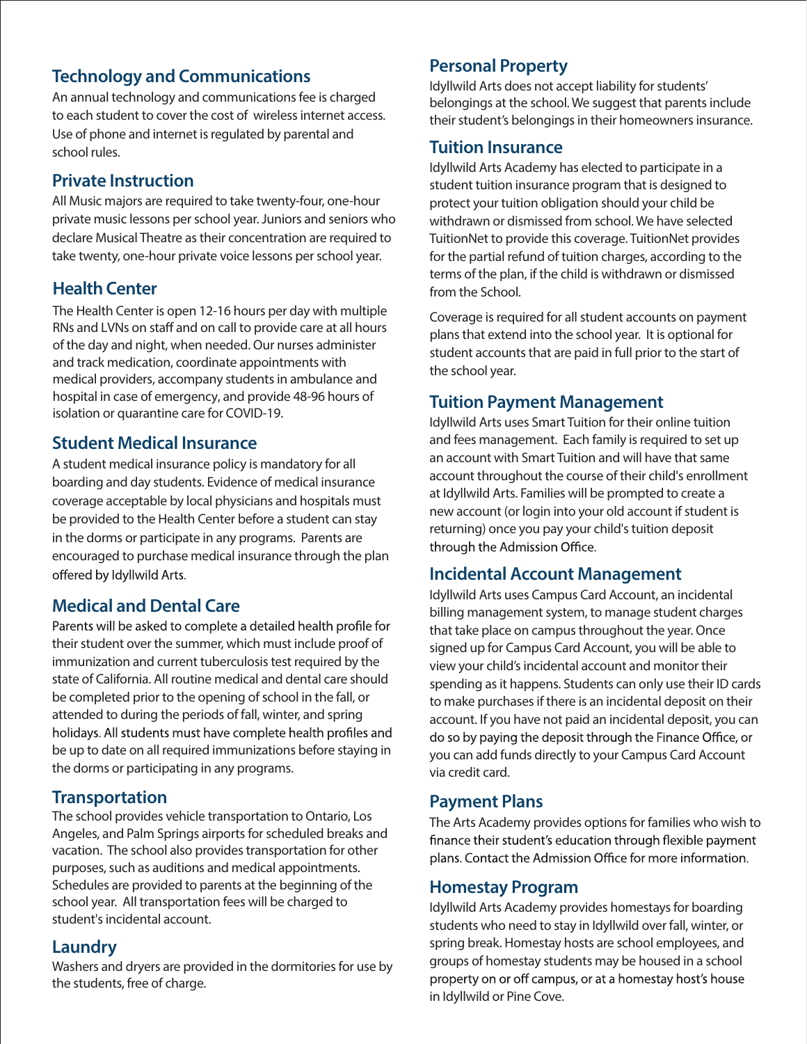## Technology and Communications

An annual technology and communications fee is charged to each student to cover the cost of wireless internet access. Use of phone and internet is regulated by parental and school rules.

## Private Instruction

All Music majors are required to take twenty-four, one-hour private music lessons per school year. Juniors and seniors who declare Musical Theatre as their concentration are required to take twenty, one-hour private voice lessons per school year.

## Health Center

The Health Center is open 12-16 hours per day with multiple RNs and LVNs on staff and on call to provide care at all hours of the day and night, when needed. Our nurses administer and track medication, coordinate appointments with medical providers, accompany students in ambulance and hospital in case of emergency, and provide 48-96 hours of isolation or quarantine care for COVID-19.

## Student Medical Insurance

A student medical insurance policy is mandatory for all boarding and day students. Evidence of medical insurance coverage acceptable by local physicians and hospitals must be provided to the Health Center before a student can stay in the dorms or participate in any programs. Parents are encouraged to purchase medical insurance through the plan offered by Idyllwild Arts.

## Medical and Dental Care

Parents will be asked to complete a detailed health profile for their student over the summer, which must include proof of immunization and current tuberculosis test required by the state of California. All routine medical and dental care should be completed prior to the opening of school in the fall, or attended to during the periods of fall, winter, and spring holidays. All students must have complete health profiles and be up to date on all required immunizations before staying in the dorms or participating in any programs.

## Transportation

The school provides vehicle transportation to Ontario, Los Angeles, and Palm Springs airports for scheduled breaks and vacation. The school also provides transportation for other purposes, such as auditions and medical appointments. Schedules are provided to parents at the beginning of the school year. All transportation fees will be charged to student's incidental account.

## Laundry

Washers and dryers are provided in the dormitories for use by the students, free of charge.

## Personal Property

Idyllwild Arts does not accept liability for students' belongings at the school. We suggest that parents include their student's belongings in their homeowners insurance.

## Tuition Insurance

Idyllwild Arts Academy has elected to participate in a student tuition insurance program that is designed to protect your tuition obligation should your child be withdrawn or dismissed from school. We have selected TuitionNet to provide this coverage. TuitionNet provides for the partial refund of tuition charges, according to the terms of the plan, if the child is withdrawn or dismissed from the School.

Coverage is required for all student accounts on payment plans that extend into the school year. It is optional for student accounts that are paid in full prior to the start of the school year.

## Tuition Payment Management

Idyllwild Arts uses Smart Tuition for their online tuition and fees management. Each family is required to set up an account with Smart Tuition and will have that same account throughout the course of their child's enrollment at Idyllwild Arts. Families will be prompted to create a new account (or login into your old account if student is returning) once you pay your child's tuition deposit through the Admission Office.

## Incidental Account Management

Idyllwild Arts uses Campus Card Account, an incidental billing management system, to manage student charges that take place on campus throughout the year. Once signed up for Campus Card Account, you will be able to view your child's incidental account and monitor their spending as it happens. Students can only use their ID cards to make purchases if there is an incidental deposit on their account. If you have not paid an incidental deposit, you can do so by paying the deposit through the Finance Office, or you can add funds directly to your Campus Card Account via credit card.

## Payment Plans

The Arts Academy provides options for families who wish to finance their student's education through flexible payment plans. Contact the Admission Office for more information.

## Homestay Program

Idyllwild Arts Academy provides homestays for boarding students who need to stay in Idyllwild over fall, winter, or spring break. Homestay hosts are school employees, and groups of homestay students may be housed in a school property on or off campus, or at a homestay host's house in Idyllwild or Pine Cove.